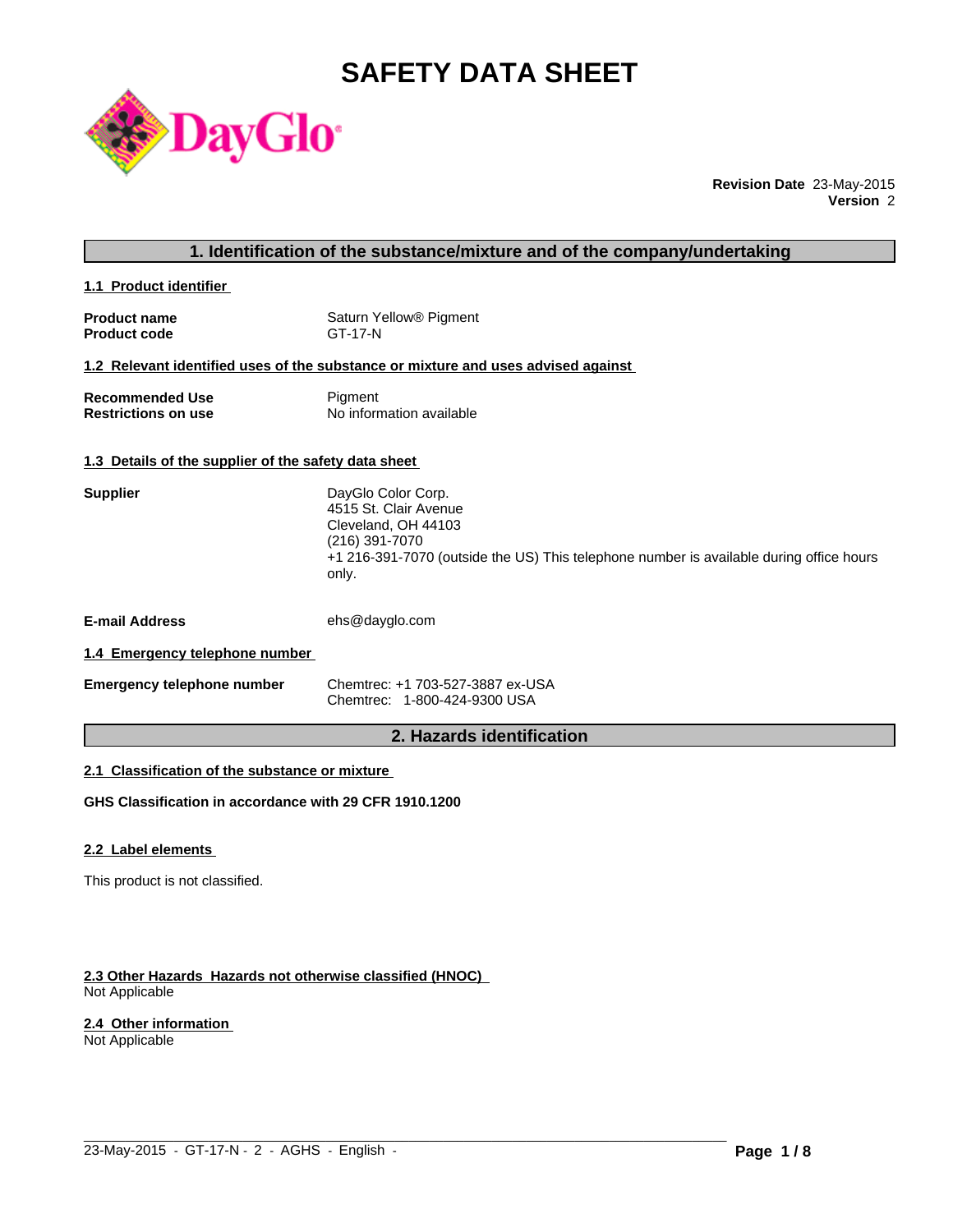# SAFETY DATA SHEET

DayGlo®

**Revision Date** 23-May-2015
**Version** 2

## 1. Identification of the substance/mixture and of the company/undertaking

### 1.1 Product identifier

| | |
|---|---|
| **Product name** | Saturn Yellow® Pigment |
| **Product code** | GT-17-N |

### 1.2 Relevant identified uses of the substance or mixture and uses advised against

| | |
|---|---|
| **Recommended Use** | Pigment |
| **Restrictions on use** | No information available |

### 1.3 Details of the supplier of the safety data sheet

| | |
|---|---|
| **Supplier** | DayGlo Color Corp.<br>4515 St. Clair Avenue<br>Cleveland, OH 44103<br>(216) 391-7070<br>+1 216-391-7070 (outside the US) This telephone number is available during office hours only. |
| **E-mail Address** | ehs@dayglo.com |

### 1.4 Emergency telephone number

| | |
|---|---|
| **Emergency telephone number** | Chemtrec: +1 703-527-3887 ex-USA<br>Chemtrec: 1-800-424-9300 USA |

## 2. Hazards identification

### 2.1 Classification of the substance or mixture

**GHS Classification in accordance with 29 CFR 1910.1200**

### 2.2 Label elements

This product is not classified.

### 2.3 Other Hazards Hazards not otherwise classified (HNOC)

Not Applicable

### 2.4 Other information

Not Applicable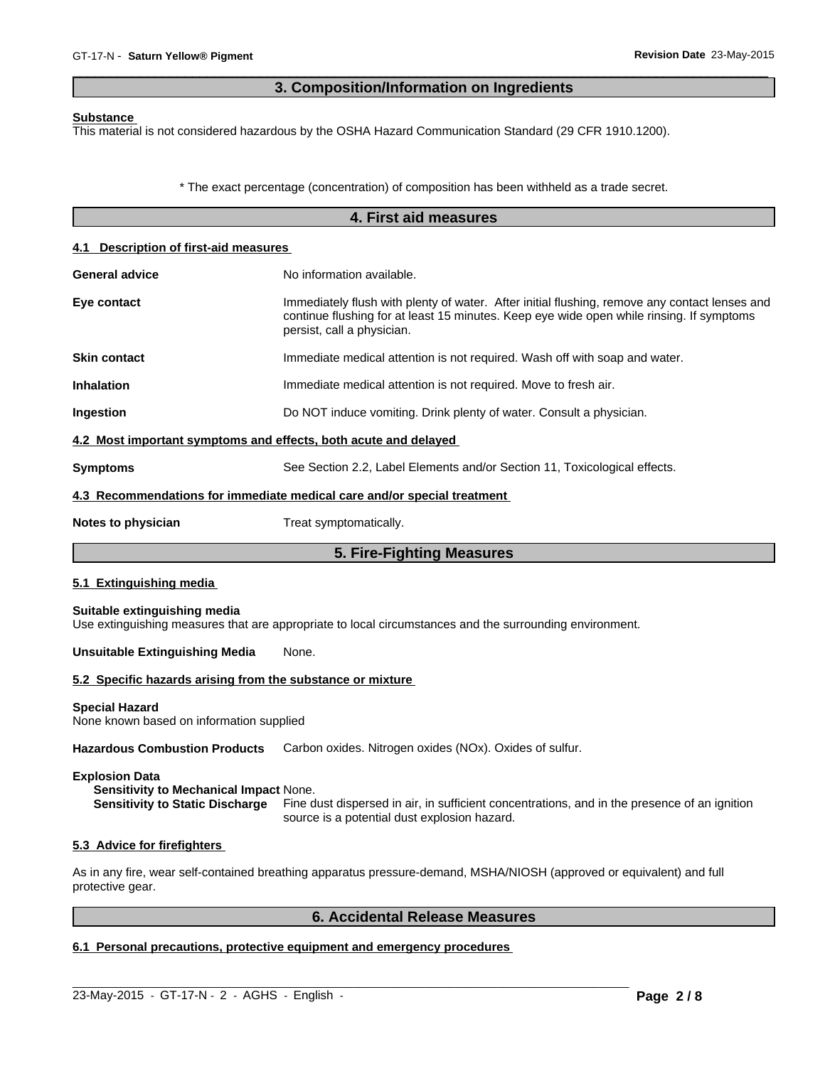## 3. Composition/Information on Ingredients

**Substance**

This material is not considered hazardous by the OSHA Hazard Communication Standard (29 CFR 1910.1200).

\* The exact percentage (concentration) of composition has been withheld as a trade secret.

## 4. First aid measures

### 4.1 Description of first-aid measures

**General advice** No information available.

**Eye contact** Immediately flush with plenty of water. After initial flushing, remove any contact lenses and continue flushing for at least 15 minutes. Keep eye wide open while rinsing. If symptoms persist, call a physician.

**Skin contact** Immediate medical attention is not required. Wash off with soap and water.

**Inhalation** Immediate medical attention is not required. Move to fresh air.

**Ingestion** Do NOT induce vomiting. Drink plenty of water. Consult a physician.

### 4.2 Most important symptoms and effects, both acute and delayed

**Symptoms** See Section 2.2, Label Elements and/or Section 11, Toxicological effects.

### 4.3 Recommendations for immediate medical care and/or special treatment

**Notes to physician** Treat symptomatically.

## 5. Fire-Fighting Measures

### 5.1 Extinguishing media

**Suitable extinguishing media**

Use extinguishing measures that are appropriate to local circumstances and the surrounding environment.

**Unsuitable Extinguishing Media** None.

### 5.2 Specific hazards arising from the substance or mixture

**Special Hazard**

None known based on information supplied

**Hazardous Combustion Products** Carbon oxides. Nitrogen oxides (NOx). Oxides of sulfur.

**Explosion Data**

**Sensitivity to Mechanical Impact** None.

**Sensitivity to Static Discharge** Fine dust dispersed in air, in sufficient concentrations, and in the presence of an ignition source is a potential dust explosion hazard.

### 5.3 Advice for firefighters

As in any fire, wear self-contained breathing apparatus pressure-demand, MSHA/NIOSH (approved or equivalent) and full protective gear.

## 6. Accidental Release Measures

### 6.1 Personal precautions, protective equipment and emergency procedures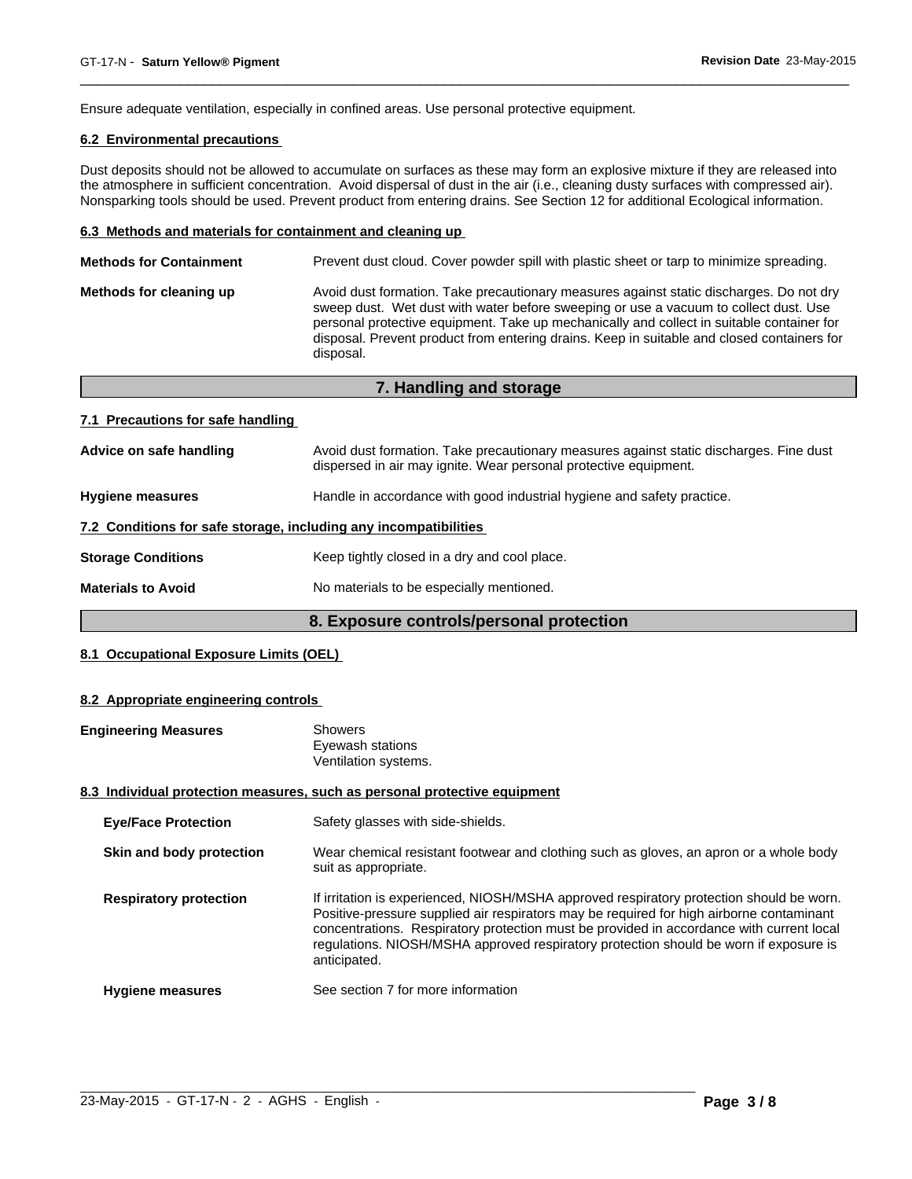Ensure adequate ventilation, especially in confined areas. Use personal protective equipment.

### 6.2 Environmental precautions

Dust deposits should not be allowed to accumulate on surfaces as these may form an explosive mixture if they are released into the atmosphere in sufficient concentration. Avoid dispersal of dust in the air (i.e., cleaning dusty surfaces with compressed air). Nonsparking tools should be used. Prevent product from entering drains. See Section 12 for additional Ecological information.

### 6.3 Methods and materials for containment and cleaning up

**Methods for Containment**: Prevent dust cloud. Cover powder spill with plastic sheet or tarp to minimize spreading.

**Methods for cleaning up**: Avoid dust formation. Take precautionary measures against static discharges. Do not dry sweep dust. Wet dust with water before sweeping or use a vacuum to collect dust. Use personal protective equipment. Take up mechanically and collect in suitable container for disposal. Prevent product from entering drains. Keep in suitable and closed containers for disposal.

## 7. Handling and storage

### 7.1 Precautions for safe handling

**Advice on safe handling**: Avoid dust formation. Take precautionary measures against static discharges. Fine dust dispersed in air may ignite. Wear personal protective equipment.

**Hygiene measures**: Handle in accordance with good industrial hygiene and safety practice.

### 7.2 Conditions for safe storage, including any incompatibilities

**Storage Conditions**: Keep tightly closed in a dry and cool place.

**Materials to Avoid**: No materials to be especially mentioned.

## 8. Exposure controls/personal protection

### 8.1 Occupational Exposure Limits (OEL)

### 8.2 Appropriate engineering controls

**Engineering Measures**: Showers
Eyewash stations
Ventilation systems.

### 8.3 Individual protection measures, such as personal protective equipment

**Eye/Face Protection**: Safety glasses with side-shields.

**Skin and body protection**: Wear chemical resistant footwear and clothing such as gloves, an apron or a whole body suit as appropriate.

**Respiratory protection**: If irritation is experienced, NIOSH/MSHA approved respiratory protection should be worn. Positive-pressure supplied air respirators may be required for high airborne contaminant concentrations. Respiratory protection must be provided in accordance with current local regulations. NIOSH/MSHA approved respiratory protection should be worn if exposure is anticipated.

**Hygiene measures**: See section 7 for more information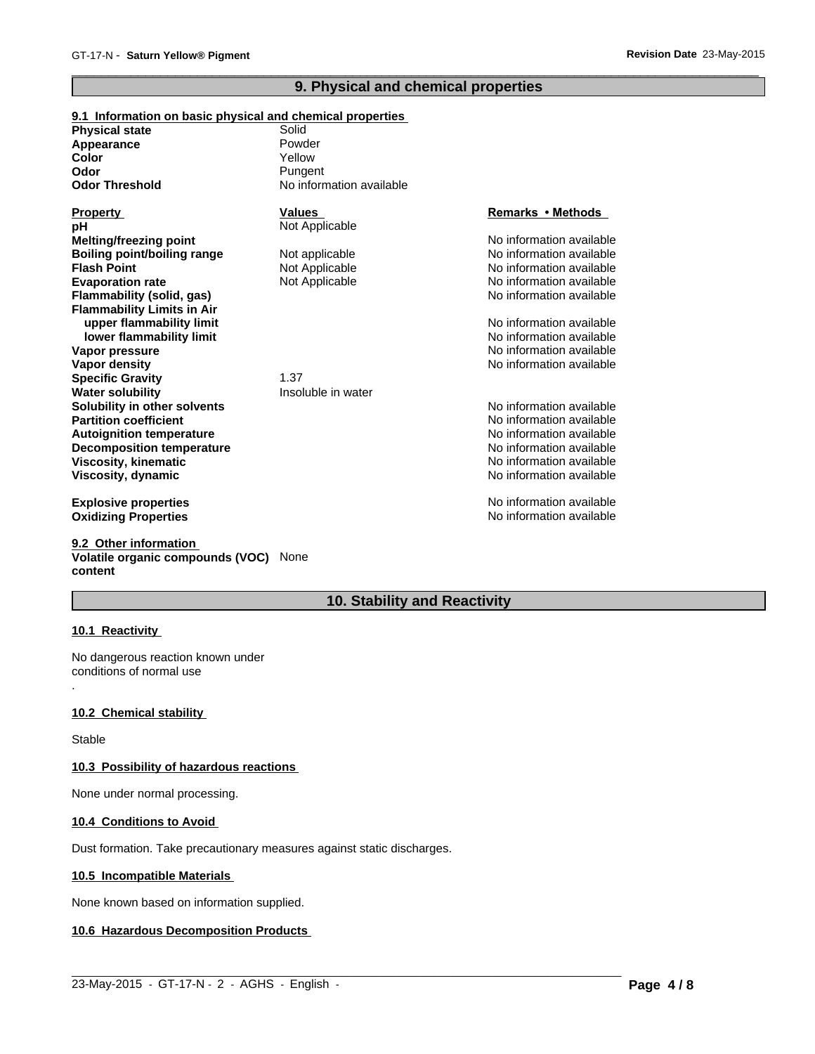## 9. Physical and chemical properties

### 9.1 Information on basic physical and chemical properties

| | |
|---|---|
| **Physical state** | Solid |
| **Appearance** | Powder |
| **Color** | Yellow |
| **Odor** | Pungent |
| **Odor Threshold** | No information available |

| Property | Values | Remarks • Methods |
|---|---|---|
| **pH** | Not Applicable | |
| **Melting/freezing point** | | No information available |
| **Boiling point/boiling range** | Not applicable | No information available |
| **Flash Point** | Not Applicable | No information available |
| **Evaporation rate** | Not Applicable | No information available |
| **Flammability (solid, gas)** | | No information available |
| **Flammability Limits in Air** | | |
| **upper flammability limit** | | No information available |
| **lower flammability limit** | | No information available |
| **Vapor pressure** | | No information available |
| **Vapor density** | | No information available |
| **Specific Gravity** | 1.37 | |
| **Water solubility** | Insoluble in water | |
| **Solubility in other solvents** | | No information available |
| **Partition coefficient** | | No information available |
| **Autoignition temperature** | | No information available |
| **Decomposition temperature** | | No information available |
| **Viscosity, kinematic** | | No information available |
| **Viscosity, dynamic** | | No information available |
| **Explosive properties** | | No information available |
| **Oxidizing Properties** | | No information available |

### 9.2 Other information

**Volatile organic compounds (VOC) content** None

## 10. Stability and Reactivity

### 10.1 Reactivity

No dangerous reaction known under conditions of normal use

.

### 10.2 Chemical stability

Stable

### 10.3 Possibility of hazardous reactions

None under normal processing.

### 10.4 Conditions to Avoid

Dust formation. Take precautionary measures against static discharges.

### 10.5 Incompatible Materials

None known based on information supplied.

### 10.6 Hazardous Decomposition Products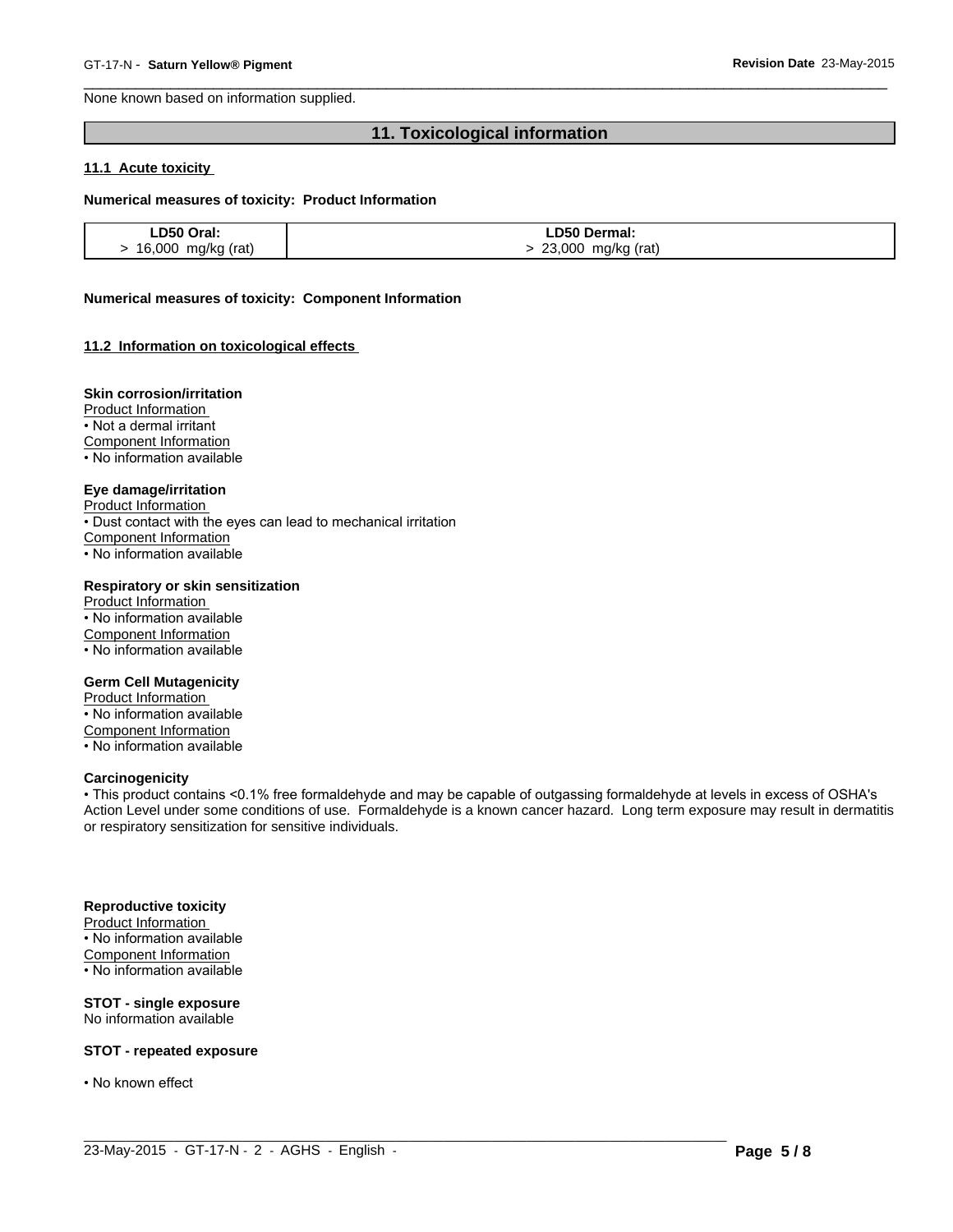None known based on information supplied.

## 11. Toxicological information

**11.1 Acute toxicity**

**Numerical measures of toxicity: Product Information**

| LD50 Oral: | LD50 Dermal: |
|---|---|
| > 16,000 mg/kg (rat) | > 23,000 mg/kg (rat) |

**Numerical measures of toxicity: Component Information**

**11.2 Information on toxicological effects**

**Skin corrosion/irritation**
Product Information
• Not a dermal irritant
Component Information
• No information available

**Eye damage/irritation**
Product Information
• Dust contact with the eyes can lead to mechanical irritation
Component Information
• No information available

**Respiratory or skin sensitization**
Product Information
• No information available
Component Information
• No information available

**Germ Cell Mutagenicity**
Product Information
• No information available
Component Information
• No information available

**Carcinogenicity**
• This product contains <0.1% free formaldehyde and may be capable of outgassing formaldehyde at levels in excess of OSHA's Action Level under some conditions of use. Formaldehyde is a known cancer hazard. Long term exposure may result in dermatitis or respiratory sensitization for sensitive individuals.

**Reproductive toxicity**
Product Information
• No information available
Component Information
• No information available

**STOT - single exposure**
No information available

**STOT - repeated exposure**

• No known effect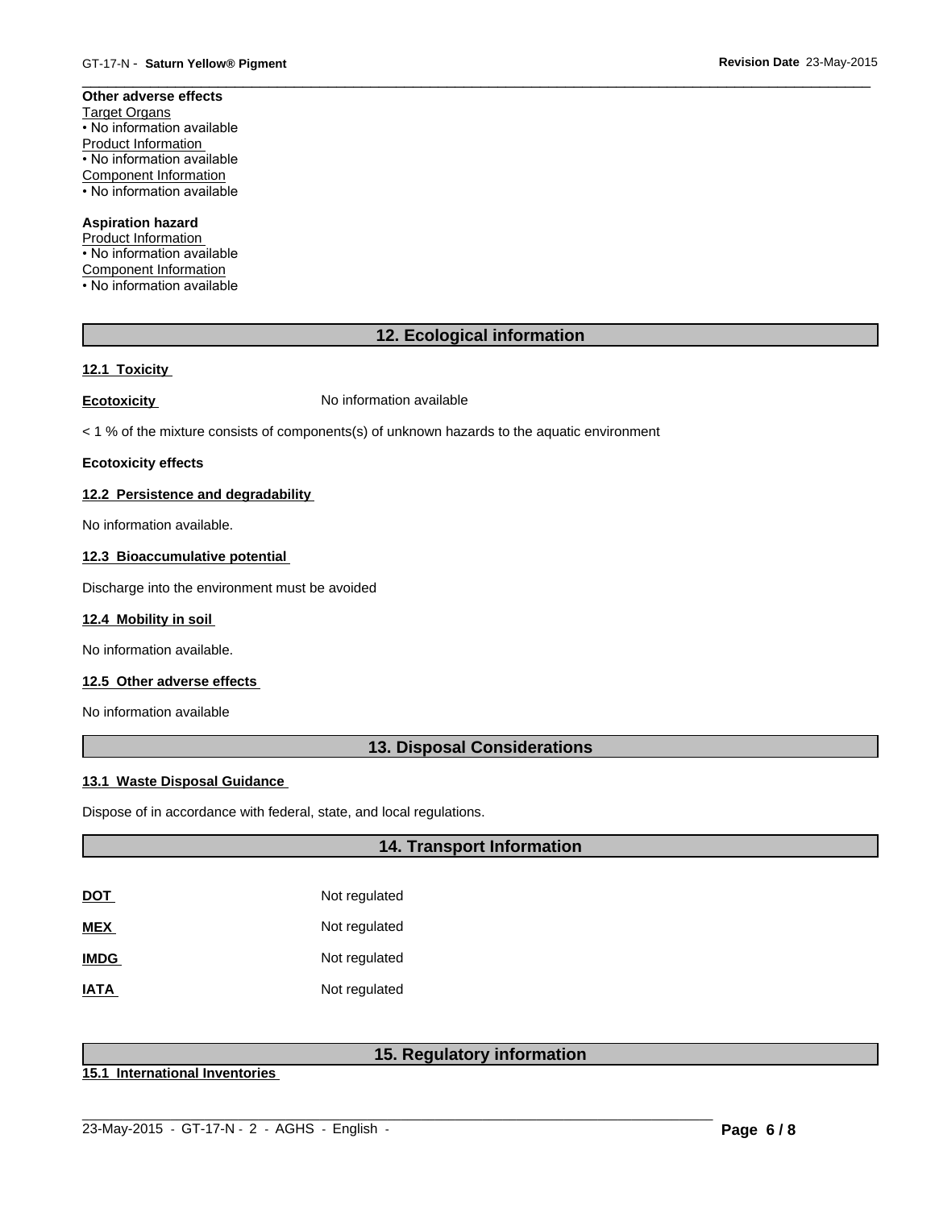**Other adverse effects**

Target Organs
• No information available

Product Information
• No information available

Component Information
• No information available

**Aspiration hazard**

Product Information
• No information available

Component Information
• No information available

## 12. Ecological information

**12.1 Toxicity**

**Ecotoxicity** No information available

< 1 % of the mixture consists of components(s) of unknown hazards to the aquatic environment

**Ecotoxicity effects**

**12.2 Persistence and degradability**

No information available.

**12.3 Bioaccumulative potential**

Discharge into the environment must be avoided

**12.4 Mobility in soil**

No information available.

**12.5 Other adverse effects**

No information available

## 13. Disposal Considerations

**13.1 Waste Disposal Guidance**

Dispose of in accordance with federal, state, and local regulations.

## 14. Transport Information

| | |
|---|---|
| **DOT** | Not regulated |
| **MEX** | Not regulated |
| **IMDG** | Not regulated |
| **IATA** | Not regulated |

## 15. Regulatory information

**15.1 International Inventories**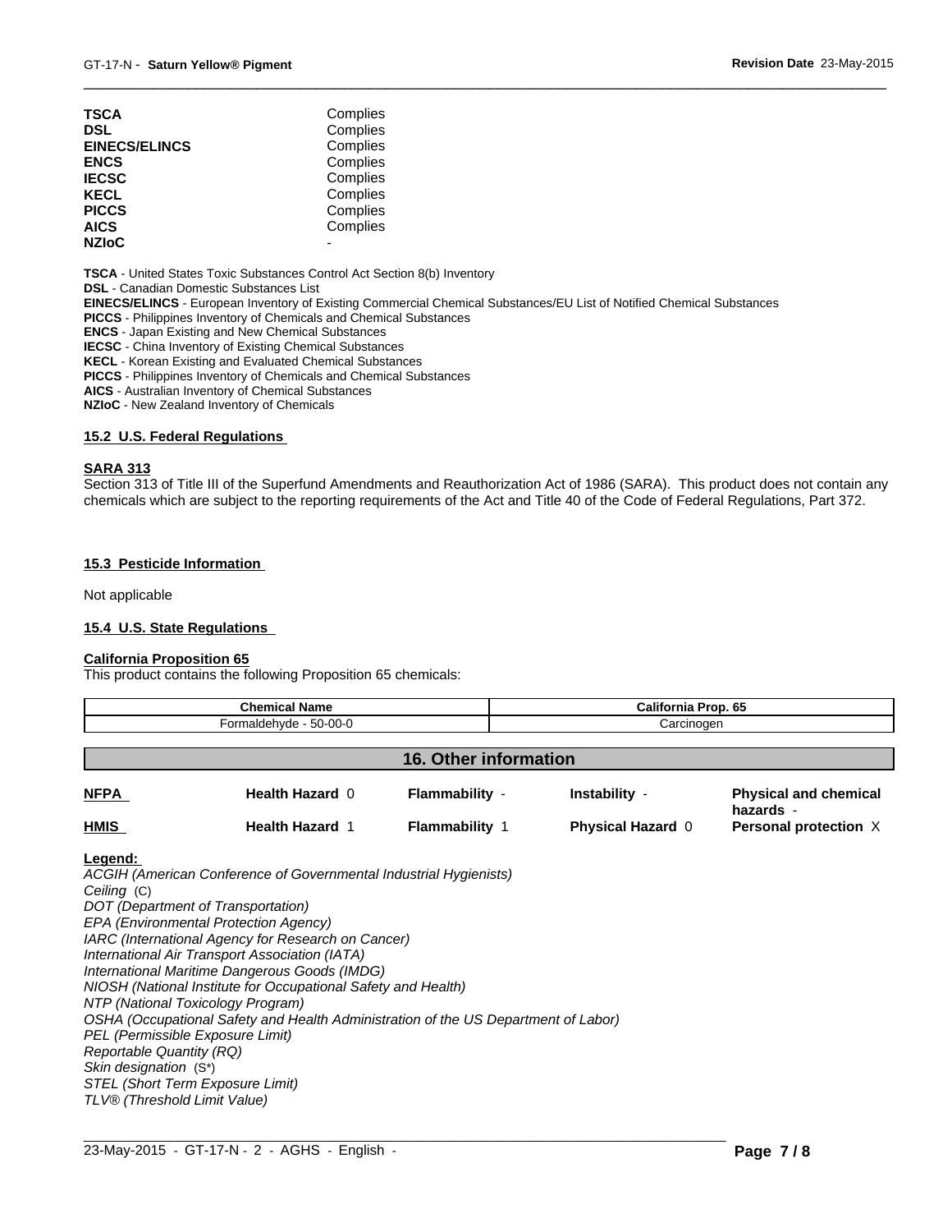| | |
|---|---|
| **TSCA** | Complies |
| **DSL** | Complies |
| **EINECS/ELINCS** | Complies |
| **ENCS** | Complies |
| **IECSC** | Complies |
| **KECL** | Complies |
| **PICCS** | Complies |
| **AICS** | Complies |
| **NZIoC** | - |

**TSCA** - United States Toxic Substances Control Act Section 8(b) Inventory
**DSL** - Canadian Domestic Substances List
**EINECS/ELINCS** - European Inventory of Existing Commercial Chemical Substances/EU List of Notified Chemical Substances
**PICCS** - Philippines Inventory of Chemicals and Chemical Substances
**ENCS** - Japan Existing and New Chemical Substances
**IECSC** - China Inventory of Existing Chemical Substances
**KECL** - Korean Existing and Evaluated Chemical Substances
**PICCS** - Philippines Inventory of Chemicals and Chemical Substances
**AICS** - Australian Inventory of Chemical Substances
**NZIoC** - New Zealand Inventory of Chemicals

### 15.2 U.S. Federal Regulations

**SARA 313**

Section 313 of Title III of the Superfund Amendments and Reauthorization Act of 1986 (SARA). This product does not contain any chemicals which are subject to the reporting requirements of the Act and Title 40 of the Code of Federal Regulations, Part 372.

### 15.3 Pesticide Information

Not applicable

### 15.4 U.S. State Regulations

**California Proposition 65**

This product contains the following Proposition 65 chemicals:

| Chemical Name | California Prop. 65 |
|---|---|
| Formaldehyde - 50-00-0 | Carcinogen |

## 16. Other information

| | | | | |
|---|---|---|---|---|
| **NFPA** | **Health Hazard** 0 | **Flammability** - | **Instability** - | **Physical and chemical hazards** - |
| **HMIS** | **Health Hazard** 1 | **Flammability** 1 | **Physical Hazard** 0 | **Personal protection** X |

**Legend:**

*ACGIH (American Conference of Governmental Industrial Hygienists)*
*Ceiling* (C)
*DOT (Department of Transportation)*
*EPA (Environmental Protection Agency)*
*IARC (International Agency for Research on Cancer)*
*International Air Transport Association (IATA)*
*International Maritime Dangerous Goods (IMDG)*
*NIOSH (National Institute for Occupational Safety and Health)*
*NTP (National Toxicology Program)*
*OSHA (Occupational Safety and Health Administration of the US Department of Labor)*
*PEL (Permissible Exposure Limit)*
*Reportable Quantity (RQ)*
*Skin designation* (S*)
*STEL (Short Term Exposure Limit)*
*TLV® (Threshold Limit Value)*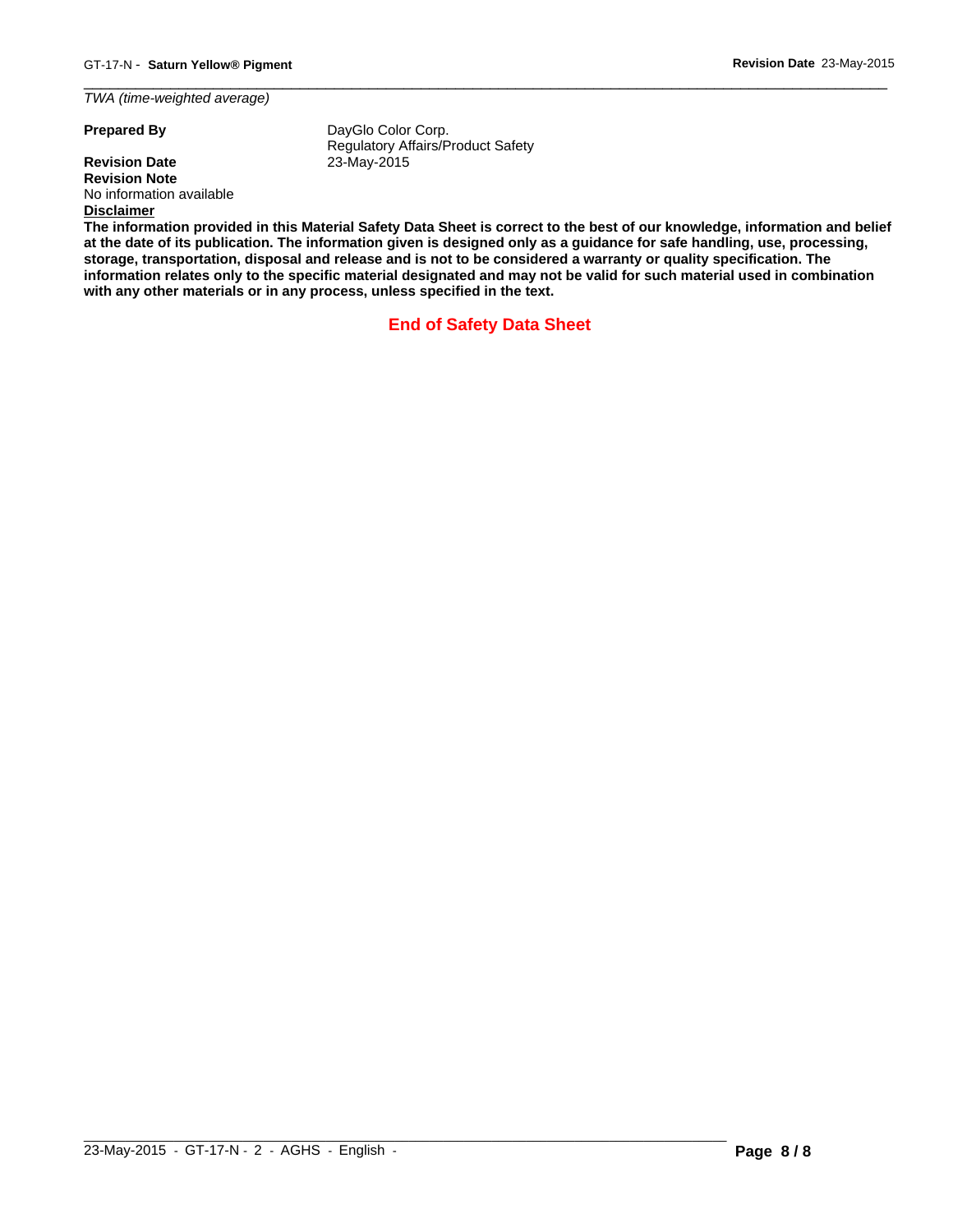*TWA (time-weighted average)*

**Prepared By** DayGlo Color Corp.
Regulatory Affairs/Product Safety

**Revision Date** 23-May-2015

**Revision Note**

No information available

**Disclaimer**

**The information provided in this Material Safety Data Sheet is correct to the best of our knowledge, information and belief at the date of its publication. The information given is designed only as a guidance for safe handling, use, processing, storage, transportation, disposal and release and is not to be considered a warranty or quality specification. The information relates only to the specific material designated and may not be valid for such material used in combination with any other materials or in any process, unless specified in the text.**

**End of Safety Data Sheet**